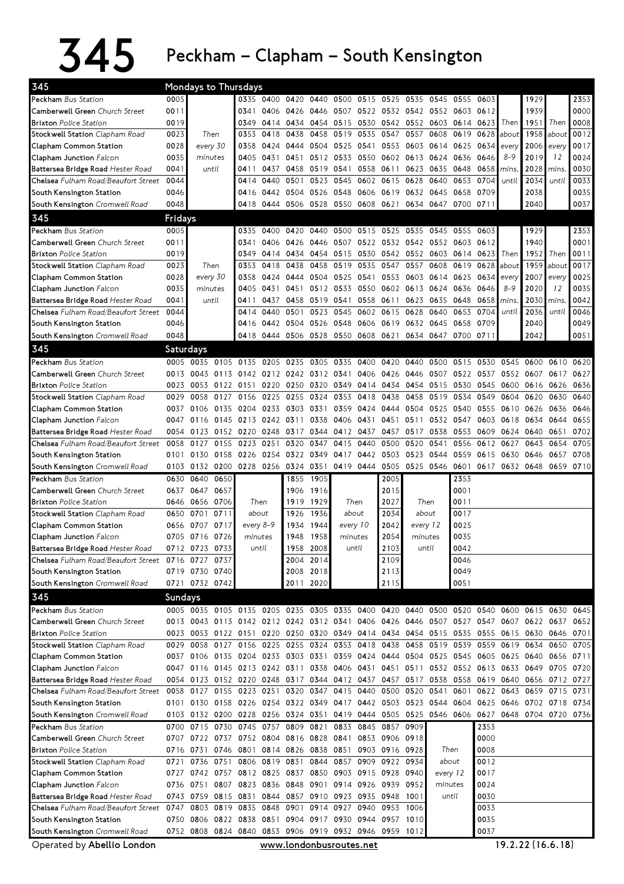# 345 Peckham – Clapham – South Kensington

## 345 Mondays to Thursdays

| Stop | | | | | | | | | | | | | | | | | | |
|---|---|---|---|---|---|---|---|---|---|---|---|---|---|---|---|---|---|---|
| **Peckham** *Bus Station* | 0005 | | 0335 | 0400 | 0420 | 0440 | 0500 | 0515 | 0525 | 0535 | 0545 | 0555 | 0603 | | 1929 | | 2353 |
| **Camberwell Green** *Church Street* | 0011 | | 0341 | 0406 | 0426 | 0446 | 0507 | 0522 | 0532 | 0542 | 0552 | 0603 | 0612 | | 1939 | | 0000 |
| **Brixton** *Police Station* | 0019 | | 0349 | 0414 | 0434 | 0454 | 0515 | 0530 | 0542 | 0552 | 0603 | 0614 | 0623 | Then | 1951 | Then | 0008 |
| **Stockwell Station** *Clapham Road* | 0023 | Then | 0353 | 0418 | 0438 | 0458 | 0519 | 0535 | 0547 | 0557 | 0608 | 0619 | 0628 | about | 1958 | about | 0012 |
| **Clapham Common Station** | 0028 | every 30 | 0358 | 0424 | 0444 | 0504 | 0525 | 0541 | 0553 | 0603 | 0614 | 0625 | 0634 | every | 2006 | every | 0017 |
| **Clapham Junction** *Falcon* | 0035 | minutes | 0405 | 0431 | 0451 | 0512 | 0533 | 0550 | 0602 | 0613 | 0624 | 0636 | 0646 | 8-9 | 2019 | 12 | 0024 |
| **Battersea Bridge Road** *Hester Road* | 0041 | until | 0411 | 0437 | 0458 | 0519 | 0541 | 0558 | 0611 | 0623 | 0635 | 0648 | 0658 | mins. | 2028 | mins. | 0030 |
| **Chelsea** *Fulham Road/Beaufort Street* | 0044 | | 0414 | 0440 | 0501 | 0523 | 0545 | 0602 | 0615 | 0628 | 0640 | 0653 | 0704 | until | 2034 | until | 0033 |
| **South Kensington Station** | 0046 | | 0416 | 0442 | 0504 | 0526 | 0548 | 0606 | 0619 | 0632 | 0645 | 0658 | 0709 | | 2038 | | 0035 |
| **South Kensington** *Cromwell Road* | 0048 | | 0418 | 0444 | 0506 | 0528 | 0550 | 0608 | 0621 | 0634 | 0647 | 0700 | 0711 | | 2040 | | 0037 |

## 345 Fridays

| Stop | | | | | | | | | | | | | | | | | |
|---|---|---|---|---|---|---|---|---|---|---|---|---|---|---|---|---|---|
| **Peckham** *Bus Station* | 0005 | | 0335 | 0400 | 0420 | 0440 | 0500 | 0515 | 0525 | 0535 | 0545 | 0555 | 0603 | | 1929 | | 2353 |
| **Camberwell Green** *Church Street* | 0011 | | 0341 | 0406 | 0426 | 0446 | 0507 | 0522 | 0532 | 0542 | 0552 | 0603 | 0612 | | 1940 | | 0001 |
| **Brixton** *Police Station* | 0019 | | 0349 | 0414 | 0434 | 0454 | 0515 | 0530 | 0542 | 0552 | 0603 | 0614 | 0623 | Then | 1952 | Then | 0011 |
| **Stockwell Station** *Clapham Road* | 0023 | Then | 0353 | 0418 | 0438 | 0458 | 0519 | 0535 | 0547 | 0557 | 0608 | 0619 | 0628 | about | 1959 | about | 0017 |
| **Clapham Common Station** | 0028 | every 30 | 0358 | 0424 | 0444 | 0504 | 0525 | 0541 | 0553 | 0603 | 0614 | 0625 | 0634 | every | 2007 | every | 0025 |
| **Clapham Junction** *Falcon* | 0035 | minutes | 0405 | 0431 | 0451 | 0512 | 0533 | 0550 | 0602 | 0613 | 0624 | 0636 | 0646 | 8-9 | 2020 | 12 | 0035 |
| **Battersea Bridge Road** *Hester Road* | 0041 | until | 0411 | 0437 | 0458 | 0519 | 0541 | 0558 | 0611 | 0623 | 0635 | 0648 | 0658 | mins. | 2030 | mins. | 0042 |
| **Chelsea** *Fulham Road/Beaufort Street* | 0044 | | 0414 | 0440 | 0501 | 0523 | 0545 | 0602 | 0615 | 0628 | 0640 | 0653 | 0704 | until | 2036 | until | 0046 |
| **South Kensington Station** | 0046 | | 0416 | 0442 | 0504 | 0526 | 0548 | 0606 | 0619 | 0632 | 0645 | 0658 | 0709 | | 2040 | | 0049 |
| **South Kensington** *Cromwell Road* | 0048 | | 0418 | 0444 | 0506 | 0528 | 0550 | 0608 | 0621 | 0634 | 0647 | 0700 | 0711 | | 2042 | | 0051 |

## 345 Saturdays

| Stop | | | | | | | | | | | | | | | | | | |
|---|---|---|---|---|---|---|---|---|---|---|---|---|---|---|---|---|---|---|
| **Peckham** *Bus Station* | 0005 | 0035 | 0105 | 0135 | 0205 | 0235 | 0305 | 0335 | 0400 | 0420 | 0440 | 0500 | 0515 | 0530 | 0545 | 0600 | 0610 | 0620 |
| **Camberwell Green** *Church Street* | 0013 | 0043 | 0113 | 0142 | 0212 | 0242 | 0312 | 0341 | 0406 | 0426 | 0446 | 0507 | 0522 | 0537 | 0552 | 0607 | 0617 | 0627 |
| **Brixton** *Police Station* | 0023 | 0053 | 0122 | 0151 | 0220 | 0250 | 0320 | 0349 | 0414 | 0434 | 0454 | 0515 | 0530 | 0545 | 0600 | 0616 | 0626 | 0636 |
| **Stockwell Station** *Clapham Road* | 0029 | 0058 | 0127 | 0156 | 0225 | 0255 | 0324 | 0353 | 0418 | 0438 | 0458 | 0519 | 0534 | 0549 | 0604 | 0620 | 0630 | 0640 |
| **Clapham Common Station** | 0037 | 0106 | 0135 | 0204 | 0233 | 0303 | 0331 | 0359 | 0424 | 0444 | 0504 | 0525 | 0540 | 0555 | 0610 | 0626 | 0636 | 0646 |
| **Clapham Junction** *Falcon* | 0047 | 0116 | 0145 | 0213 | 0242 | 0311 | 0338 | 0406 | 0431 | 0451 | 0511 | 0532 | 0547 | 0603 | 0618 | 0634 | 0644 | 0655 |
| **Battersea Bridge Road** *Hester Road* | 0054 | 0123 | 0152 | 0220 | 0248 | 0317 | 0344 | 0412 | 0437 | 0457 | 0517 | 0538 | 0553 | 0609 | 0624 | 0640 | 0651 | 0702 |
| **Chelsea** *Fulham Road/Beaufort Street* | 0058 | 0127 | 0155 | 0223 | 0251 | 0320 | 0347 | 0415 | 0440 | 0500 | 0520 | 0541 | 0556 | 0612 | 0627 | 0643 | 0654 | 0705 |
| **South Kensington Station** | 0101 | 0130 | 0158 | 0226 | 0254 | 0322 | 0349 | 0417 | 0442 | 0503 | 0523 | 0544 | 0559 | 0615 | 0630 | 0646 | 0657 | 0708 |
| **South Kensington** *Cromwell Road* | 0103 | 0132 | 0200 | 0228 | 0256 | 0324 | 0351 | 0419 | 0444 | 0505 | 0525 | 0546 | 0601 | 0617 | 0632 | 0648 | 0659 | 0710 |

| Stop | | | | | | | | | | | |
|---|---|---|---|---|---|---|---|---|---|---|---|
| **Peckham** *Bus Station* | 0630 | 0640 | 0650 | | 1855 | 1905 | | 2005 | | 2353 |
| **Camberwell Green** *Church Street* | 0637 | 0647 | 0657 | | 1906 | 1916 | | 2015 | | 0001 |
| **Brixton** *Police Station* | 0646 | 0656 | 0706 | Then | 1919 | 1929 | Then | 2027 | Then | 0011 |
| **Stockwell Station** *Clapham Road* | 0650 | 0701 | 0711 | about | 1926 | 1936 | about | 2034 | about | 0017 |
| **Clapham Common Station** | 0656 | 0707 | 0717 | every 8-9 | 1934 | 1944 | every 10 | 2042 | every 12 | 0025 |
| **Clapham Junction** *Falcon* | 0705 | 0716 | 0726 | minutes | 1948 | 1958 | minutes | 2054 | minutes | 0035 |
| **Battersea Bridge Road** *Hester Road* | 0712 | 0723 | 0733 | until | 1958 | 2008 | until | 2103 | until | 0042 |
| **Chelsea** *Fulham Road/Beaufort Street* | 0716 | 0727 | 0737 | | 2004 | 2014 | | 2109 | | 0046 |
| **South Kensington Station** | 0719 | 0730 | 0740 | | 2008 | 2018 | | 2113 | | 0049 |
| **South Kensington** *Cromwell Road* | 0721 | 0732 | 0742 | | 2011 | 2020 | | 2115 | | 0051 |

## 345 Sundays

| Stop | | | | | | | | | | | | | | | | | | |
|---|---|---|---|---|---|---|---|---|---|---|---|---|---|---|---|---|---|---|
| **Peckham** *Bus Station* | 0005 | 0035 | 0105 | 0135 | 0205 | 0235 | 0305 | 0335 | 0400 | 0420 | 0440 | 0500 | 0520 | 0540 | 0600 | 0615 | 0630 | 0645 |
| **Camberwell Green** *Church Street* | 0013 | 0043 | 0113 | 0142 | 0212 | 0242 | 0312 | 0341 | 0406 | 0426 | 0446 | 0507 | 0527 | 0547 | 0607 | 0622 | 0637 | 0652 |
| **Brixton** *Police Station* | 0023 | 0053 | 0122 | 0151 | 0220 | 0250 | 0320 | 0349 | 0414 | 0434 | 0454 | 0515 | 0535 | 0555 | 0615 | 0630 | 0646 | 0701 |
| **Stockwell Station** *Clapham Road* | 0029 | 0058 | 0127 | 0156 | 0225 | 0255 | 0324 | 0353 | 0418 | 0438 | 0458 | 0519 | 0539 | 0559 | 0619 | 0634 | 0650 | 0705 |
| **Clapham Common Station** | 0037 | 0106 | 0135 | 0204 | 0233 | 0303 | 0331 | 0359 | 0424 | 0444 | 0504 | 0525 | 0545 | 0605 | 0625 | 0640 | 0656 | 0711 |
| **Clapham Junction** *Falcon* | 0047 | 0116 | 0145 | 0213 | 0242 | 0311 | 0338 | 0406 | 0431 | 0451 | 0511 | 0532 | 0552 | 0613 | 0633 | 0649 | 0705 | 0720 |
| **Battersea Bridge Road** *Hester Road* | 0054 | 0123 | 0152 | 0220 | 0248 | 0317 | 0344 | 0412 | 0437 | 0457 | 0517 | 0538 | 0558 | 0619 | 0640 | 0656 | 0712 | 0727 |
| **Chelsea** *Fulham Road/Beaufort Street* | 0058 | 0127 | 0155 | 0223 | 0251 | 0320 | 0347 | 0415 | 0440 | 0500 | 0520 | 0541 | 0601 | 0622 | 0643 | 0659 | 0715 | 0731 |
| **South Kensington Station** | 0101 | 0130 | 0158 | 0226 | 0254 | 0322 | 0349 | 0417 | 0442 | 0503 | 0523 | 0544 | 0604 | 0625 | 0646 | 0702 | 0718 | 0734 |
| **South Kensington** *Cromwell Road* | 0103 | 0132 | 0200 | 0228 | 0256 | 0324 | 0351 | 0419 | 0444 | 0505 | 0525 | 0546 | 0606 | 0627 | 0648 | 0704 | 0720 | 0736 |

| Stop | | | | | | | | | | | | | |
|---|---|---|---|---|---|---|---|---|---|---|---|---|---|
| **Peckham** *Bus Station* | 0700 | 0715 | 0730 | 0745 | 0757 | 0809 | 0821 | 0833 | 0845 | 0857 | 0909 | | 2353 |
| **Camberwell Green** *Church Street* | 0707 | 0722 | 0737 | 0752 | 0804 | 0816 | 0828 | 0841 | 0853 | 0906 | 0918 | | 0000 |
| **Brixton** *Police Station* | 0716 | 0731 | 0746 | 0801 | 0814 | 0826 | 0838 | 0851 | 0903 | 0916 | 0928 | Then | 0008 |
| **Stockwell Station** *Clapham Road* | 0721 | 0736 | 0751 | 0806 | 0819 | 0831 | 0844 | 0857 | 0909 | 0922 | 0934 | about | 0012 |
| **Clapham Common Station** | 0727 | 0742 | 0757 | 0812 | 0825 | 0837 | 0850 | 0903 | 0915 | 0928 | 0940 | every 12 | 0017 |
| **Clapham Junction** *Falcon* | 0736 | 0751 | 0807 | 0823 | 0836 | 0848 | 0901 | 0914 | 0926 | 0939 | 0952 | minutes | 0024 |
| **Battersea Bridge Road** *Hester Road* | 0743 | 0759 | 0815 | 0831 | 0844 | 0857 | 0910 | 0923 | 0935 | 0948 | 1001 | until | 0030 |
| **Chelsea** *Fulham Road/Beaufort Street* | 0747 | 0803 | 0819 | 0835 | 0848 | 0901 | 0914 | 0927 | 0940 | 0953 | 1006 | | 0033 |
| **South Kensington Station** | 0750 | 0806 | 0822 | 0838 | 0851 | 0904 | 0917 | 0930 | 0944 | 0957 | 1010 | | 0035 |
| **South Kensington** *Cromwell Road* | 0752 | 0808 | 0824 | 0840 | 0853 | 0906 | 0919 | 0932 | 0946 | 0959 | 1012 | | 0037 |

Operated by **Abellio London** www.londonbusroutes.net 19.2.22 (16.6.18)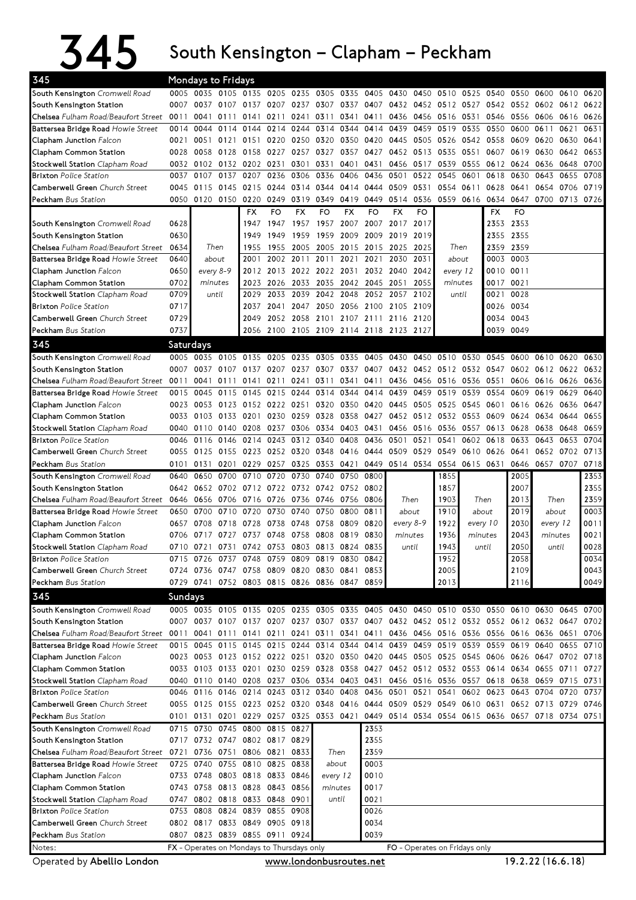# 345 South Kensington – Clapham – Peckham

## Mondays to Fridays

| 345 | | | | | | | | | | | | | | | | | | |
|---|---|---|---|---|---|---|---|---|---|---|---|---|---|---|---|---|---|---|
| South Kensington Cromwell Road | 0005 | 0035 | 0105 | 0135 | 0205 | 0235 | 0305 | 0335 | 0405 | 0430 | 0450 | 0510 | 0525 | 0540 | 0550 | 0600 | 0610 | 0620 |
| South Kensington Station | 0007 | 0037 | 0107 | 0137 | 0207 | 0237 | 0307 | 0337 | 0407 | 0432 | 0452 | 0512 | 0527 | 0542 | 0552 | 0602 | 0612 | 0622 |
| Chelsea Fulham Road/Beaufort Street | 0011 | 0041 | 0111 | 0141 | 0211 | 0241 | 0311 | 0341 | 0411 | 0436 | 0456 | 0516 | 0531 | 0546 | 0556 | 0606 | 0616 | 0626 |
| Battersea Bridge Road Howie Street | 0014 | 0044 | 0114 | 0144 | 0214 | 0244 | 0314 | 0344 | 0414 | 0439 | 0459 | 0519 | 0535 | 0550 | 0600 | 0611 | 0621 | 0631 |
| Clapham Junction Falcon | 0021 | 0051 | 0121 | 0151 | 0220 | 0250 | 0320 | 0350 | 0420 | 0445 | 0505 | 0526 | 0542 | 0558 | 0609 | 0620 | 0630 | 0641 |
| Clapham Common Station | 0028 | 0058 | 0128 | 0158 | 0227 | 0257 | 0327 | 0357 | 0427 | 0452 | 0513 | 0535 | 0551 | 0607 | 0619 | 0630 | 0642 | 0653 |
| Stockwell Station Clapham Road | 0032 | 0102 | 0132 | 0202 | 0231 | 0301 | 0331 | 0401 | 0431 | 0456 | 0517 | 0539 | 0555 | 0612 | 0624 | 0636 | 0648 | 0700 |
| Brixton Police Station | 0037 | 0107 | 0137 | 0207 | 0236 | 0306 | 0336 | 0406 | 0436 | 0501 | 0522 | 0545 | 0601 | 0618 | 0630 | 0643 | 0655 | 0708 |
| Camberwell Green Church Street | 0045 | 0115 | 0145 | 0215 | 0244 | 0314 | 0344 | 0414 | 0444 | 0509 | 0531 | 0554 | 0611 | 0628 | 0641 | 0654 | 0706 | 0719 |
| Peckham Bus Station | 0050 | 0120 | 0150 | 0220 | 0249 | 0319 | 0349 | 0419 | 0449 | 0514 | 0536 | 0559 | 0616 | 0634 | 0647 | 0700 | 0713 | 0726 |

| | | | FX | FO | FX | FO | FX | FO | FX | FO | | FX | FO |
|---|---|---|---|---|---|---|---|---|---|---|---|---|---|
| South Kensington Cromwell Road | 0628 | Then about every 8-9 minutes until | 1947 | 1947 | 1957 | 1957 | 2007 | 2007 | 2017 | 2017 | Then about every 12 minutes until | 2353 | 2353 |
| South Kensington Station | 0630 | | 1949 | 1949 | 1959 | 1959 | 2009 | 2009 | 2019 | 2019 | | 2355 | 2355 |
| Chelsea Fulham Road/Beaufort Street | 0634 | | 1955 | 1955 | 2005 | 2005 | 2015 | 2015 | 2025 | 2025 | | 2359 | 2359 |
| Battersea Bridge Road Howie Street | 0640 | | 2001 | 2002 | 2011 | 2011 | 2021 | 2021 | 2030 | 2031 | | 0003 | 0003 |
| Clapham Junction Falcon | 0650 | | 2012 | 2013 | 2022 | 2022 | 2031 | 2032 | 2040 | 2042 | | 0010 | 0011 |
| Clapham Common Station | 0702 | | 2023 | 2026 | 2033 | 2035 | 2042 | 2045 | 2051 | 2055 | | 0017 | 0021 |
| Stockwell Station Clapham Road | 0709 | | 2029 | 2033 | 2039 | 2042 | 2048 | 2052 | 2057 | 2102 | | 0021 | 0028 |
| Brixton Police Station | 0717 | | 2037 | 2041 | 2047 | 2050 | 2056 | 2100 | 2105 | 2109 | | 0026 | 0034 |
| Camberwell Green Church Street | 0729 | | 2049 | 2052 | 2058 | 2101 | 2107 | 2111 | 2116 | 2120 | | 0034 | 0043 |
| Peckham Bus Station | 0737 | | 2056 | 2100 | 2105 | 2109 | 2114 | 2118 | 2123 | 2127 | | 0039 | 0049 |

## Saturdays

| 345 | | | | | | | | | | | | | | | | | | |
|---|---|---|---|---|---|---|---|---|---|---|---|---|---|---|---|---|---|---|
| South Kensington Cromwell Road | 0005 | 0035 | 0105 | 0135 | 0205 | 0235 | 0305 | 0335 | 0405 | 0430 | 0450 | 0510 | 0530 | 0545 | 0600 | 0610 | 0620 | 0630 |
| South Kensington Station | 0007 | 0037 | 0107 | 0137 | 0207 | 0237 | 0307 | 0337 | 0407 | 0432 | 0452 | 0512 | 0532 | 0547 | 0602 | 0612 | 0622 | 0632 |
| Chelsea Fulham Road/Beaufort Street | 0011 | 0041 | 0111 | 0141 | 0211 | 0241 | 0311 | 0341 | 0411 | 0436 | 0456 | 0516 | 0536 | 0551 | 0606 | 0616 | 0626 | 0636 |
| Battersea Bridge Road Howie Street | 0015 | 0045 | 0115 | 0145 | 0215 | 0244 | 0314 | 0344 | 0414 | 0439 | 0459 | 0519 | 0539 | 0554 | 0609 | 0619 | 0629 | 0640 |
| Clapham Junction Falcon | 0023 | 0053 | 0123 | 0152 | 0222 | 0251 | 0320 | 0350 | 0420 | 0445 | 0505 | 0525 | 0545 | 0601 | 0616 | 0626 | 0636 | 0647 |
| Clapham Common Station | 0033 | 0103 | 0133 | 0201 | 0230 | 0259 | 0328 | 0358 | 0427 | 0452 | 0512 | 0532 | 0553 | 0609 | 0624 | 0634 | 0644 | 0655 |
| Stockwell Station Clapham Road | 0040 | 0110 | 0140 | 0208 | 0237 | 0306 | 0334 | 0403 | 0431 | 0456 | 0516 | 0536 | 0557 | 0613 | 0628 | 0638 | 0648 | 0659 |
| Brixton Police Station | 0046 | 0116 | 0146 | 0214 | 0243 | 0312 | 0340 | 0408 | 0436 | 0501 | 0521 | 0541 | 0602 | 0618 | 0633 | 0643 | 0653 | 0704 |
| Camberwell Green Church Street | 0055 | 0125 | 0155 | 0223 | 0252 | 0320 | 0348 | 0416 | 0444 | 0509 | 0529 | 0549 | 0610 | 0626 | 0641 | 0652 | 0702 | 0713 |
| Peckham Bus Station | 0101 | 0131 | 0201 | 0229 | 0257 | 0325 | 0353 | 0421 | 0449 | 0514 | 0534 | 0554 | 0615 | 0631 | 0646 | 0657 | 0707 | 0718 |

| | | | | | | | | | | | | | | | |
|---|---|---|---|---|---|---|---|---|---|---|---|---|---|---|---|
| South Kensington Cromwell Road | 0640 | 0650 | 0700 | 0710 | 0720 | 0730 | 0740 | 0750 | 0800 | Then about every 8-9 minutes until | 1855 | Then about every 10 minutes until | 2005 | Then about every 12 minutes until | 2353 |
| South Kensington Station | 0642 | 0652 | 0702 | 0712 | 0722 | 0732 | 0742 | 0752 | 0802 | | 1857 | | 2007 | | 2355 |
| Chelsea Fulham Road/Beaufort Street | 0646 | 0656 | 0706 | 0716 | 0726 | 0736 | 0746 | 0756 | 0806 | | 1903 | | 2013 | | 2359 |
| Battersea Bridge Road Howie Street | 0650 | 0700 | 0710 | 0720 | 0730 | 0740 | 0750 | 0800 | 0811 | | 1910 | | 2019 | | 0003 |
| Clapham Junction Falcon | 0657 | 0708 | 0718 | 0728 | 0738 | 0748 | 0758 | 0809 | 0820 | | 1922 | | 2030 | | 0011 |
| Clapham Common Station | 0706 | 0717 | 0727 | 0737 | 0748 | 0758 | 0808 | 0819 | 0830 | | 1936 | | 2043 | | 0021 |
| Stockwell Station Clapham Road | 0710 | 0721 | 0731 | 0742 | 0753 | 0803 | 0813 | 0824 | 0835 | | 1943 | | 2050 | | 0028 |
| Brixton Police Station | 0715 | 0726 | 0737 | 0748 | 0759 | 0809 | 0819 | 0830 | 0842 | | 1952 | | 2058 | | 0034 |
| Camberwell Green Church Street | 0724 | 0736 | 0747 | 0758 | 0809 | 0820 | 0830 | 0841 | 0853 | | 2005 | | 2109 | | 0043 |
| Peckham Bus Station | 0729 | 0741 | 0752 | 0803 | 0815 | 0826 | 0836 | 0847 | 0859 | | 2013 | | 2116 | | 0049 |

## Sundays

| 345 | | | | | | | | | | | | | | | | | | |
|---|---|---|---|---|---|---|---|---|---|---|---|---|---|---|---|---|---|---|
| South Kensington Cromwell Road | 0005 | 0035 | 0105 | 0135 | 0205 | 0235 | 0305 | 0335 | 0405 | 0430 | 0450 | 0510 | 0530 | 0550 | 0610 | 0630 | 0645 | 0700 |
| South Kensington Station | 0007 | 0037 | 0107 | 0137 | 0207 | 0237 | 0307 | 0337 | 0407 | 0432 | 0452 | 0512 | 0532 | 0552 | 0612 | 0632 | 0647 | 0702 |
| Chelsea Fulham Road/Beaufort Street | 0011 | 0041 | 0111 | 0141 | 0211 | 0241 | 0311 | 0341 | 0411 | 0436 | 0456 | 0516 | 0536 | 0556 | 0616 | 0636 | 0651 | 0706 |
| Battersea Bridge Road Howie Street | 0015 | 0045 | 0115 | 0145 | 0215 | 0244 | 0314 | 0344 | 0414 | 0439 | 0459 | 0519 | 0539 | 0559 | 0619 | 0640 | 0655 | 0710 |
| Clapham Junction Falcon | 0023 | 0053 | 0123 | 0152 | 0222 | 0251 | 0320 | 0350 | 0420 | 0445 | 0505 | 0525 | 0545 | 0606 | 0626 | 0647 | 0702 | 0718 |
| Clapham Common Station | 0033 | 0103 | 0133 | 0201 | 0230 | 0259 | 0328 | 0358 | 0427 | 0452 | 0512 | 0532 | 0553 | 0614 | 0634 | 0655 | 0711 | 0727 |
| Stockwell Station Clapham Road | 0040 | 0110 | 0140 | 0208 | 0237 | 0306 | 0334 | 0403 | 0431 | 0456 | 0516 | 0536 | 0557 | 0618 | 0638 | 0659 | 0715 | 0731 |
| Brixton Police Station | 0046 | 0116 | 0146 | 0214 | 0243 | 0312 | 0340 | 0408 | 0436 | 0501 | 0521 | 0541 | 0602 | 0623 | 0643 | 0704 | 0720 | 0737 |
| Camberwell Green Church Street | 0055 | 0125 | 0155 | 0223 | 0252 | 0320 | 0348 | 0416 | 0444 | 0509 | 0529 | 0549 | 0610 | 0631 | 0652 | 0713 | 0729 | 0746 |
| Peckham Bus Station | 0101 | 0131 | 0201 | 0229 | 0257 | 0325 | 0353 | 0421 | 0449 | 0514 | 0534 | 0554 | 0615 | 0636 | 0657 | 0718 | 0734 | 0751 |

| | | | | | | | | |
|---|---|---|---|---|---|---|---|---|
| South Kensington Cromwell Road | 0715 | 0730 | 0745 | 0800 | 0815 | 0827 | Then about every 12 minutes until | 2353 |
| South Kensington Station | 0717 | 0732 | 0747 | 0802 | 0817 | 0829 | | 2355 |
| Chelsea Fulham Road/Beaufort Street | 0721 | 0736 | 0751 | 0806 | 0821 | 0833 | | 2359 |
| Battersea Bridge Road Howie Street | 0725 | 0740 | 0755 | 0810 | 0825 | 0838 | | 0003 |
| Clapham Junction Falcon | 0733 | 0748 | 0803 | 0818 | 0833 | 0846 | | 0010 |
| Clapham Common Station | 0743 | 0758 | 0813 | 0828 | 0843 | 0856 | | 0017 |
| Stockwell Station Clapham Road | 0747 | 0802 | 0818 | 0833 | 0848 | 0901 | | 0021 |
| Brixton Police Station | 0753 | 0808 | 0824 | 0839 | 0855 | 0908 | | 0026 |
| Camberwell Green Church Street | 0802 | 0817 | 0833 | 0849 | 0905 | 0918 | | 0034 |
| Peckham Bus Station | 0807 | 0823 | 0839 | 0855 | 0911 | 0924 | | 0039 |

Notes: FX - Operates on Mondays to Thursdays only. FO - Operates on Fridays only

Operated by **Abellio London** www.londonbusroutes.net 19.2.22 (16.6.18)